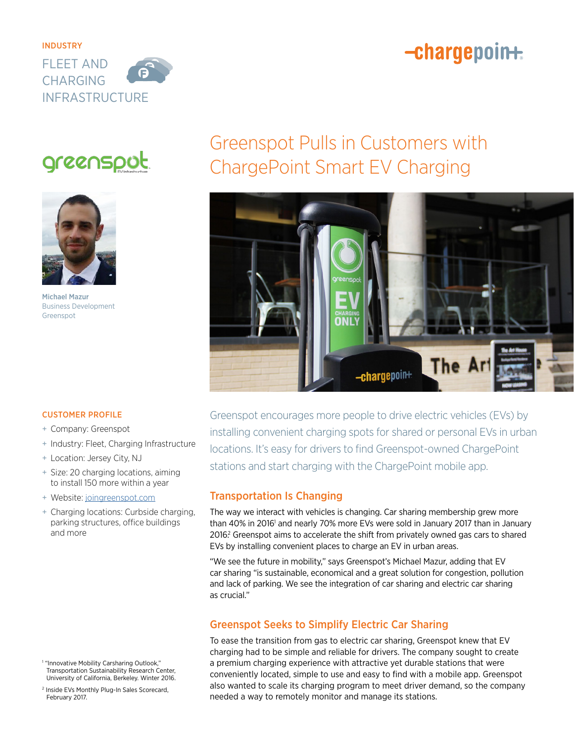INDUSTRY

FLEET AND CHARGING INFRASTRUCTURE

chargepoint

greenspot

Michael Mazur
Business Development
Greenspot

# Greenspot Pulls in Customers with ChargePoint Smart EV Charging

Greenspot encourages more people to drive electric vehicles (EVs) by installing convenient charging spots for shared or personal EVs in urban locations. It's easy for drivers to find Greenspot-owned ChargePoint stations and start charging with the ChargePoint mobile app.

## CUSTOMER PROFILE

- Company: Greenspot
- Industry: Fleet, Charging Infrastructure
- Location: Jersey City, NJ
- Size: 20 charging locations, aiming to install 150 more within a year
- Website: joingreenspot.com
- Charging locations: Curbside charging, parking structures, office buildings and more

## Transportation Is Changing

The way we interact with vehicles is changing. Car sharing membership grew more than 40% in 2016[1] and nearly 70% more EVs were sold in January 2017 than in January 2016.[2] Greenspot aims to accelerate the shift from privately owned gas cars to shared EVs by installing convenient places to charge an EV in urban areas.

"We see the future in mobility," says Greenspot's Michael Mazur, adding that EV car sharing "is sustainable, economical and a great solution for congestion, pollution and lack of parking. We see the integration of car sharing and electric car sharing as crucial."

## Greenspot Seeks to Simplify Electric Car Sharing

To ease the transition from gas to electric car sharing, Greenspot knew that EV charging had to be simple and reliable for drivers. The company sought to create a premium charging experience with attractive yet durable stations that were conveniently located, simple to use and easy to find with a mobile app. Greenspot also wanted to scale its charging program to meet driver demand, so the company needed a way to remotely monitor and manage its stations.

[1] "Innovative Mobility Carsharing Outlook," Transportation Sustainability Research Center, University of California, Berkeley. Winter 2016.

[2] Inside EVs Monthly Plug-In Sales Scorecard, February 2017.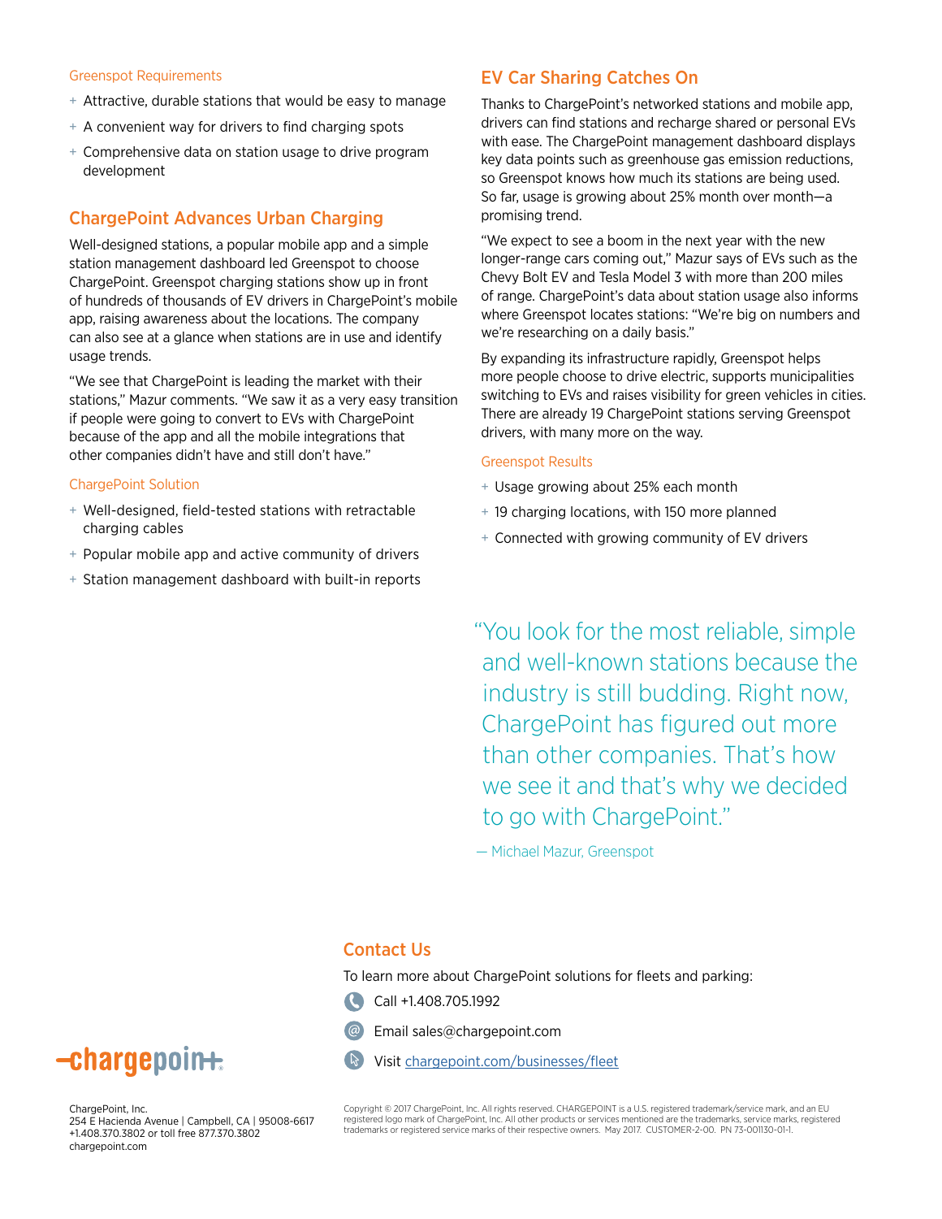### Greenspot Requirements

- Attractive, durable stations that would be easy to manage
- A convenient way for drivers to find charging spots
- Comprehensive data on station usage to drive program development

## ChargePoint Advances Urban Charging

Well-designed stations, a popular mobile app and a simple station management dashboard led Greenspot to choose ChargePoint. Greenspot charging stations show up in front of hundreds of thousands of EV drivers in ChargePoint's mobile app, raising awareness about the locations. The company can also see at a glance when stations are in use and identify usage trends.

"We see that ChargePoint is leading the market with their stations," Mazur comments. "We saw it as a very easy transition if people were going to convert to EVs with ChargePoint because of the app and all the mobile integrations that other companies didn't have and still don't have."

### ChargePoint Solution

- Well-designed, field-tested stations with retractable charging cables
- Popular mobile app and active community of drivers
- Station management dashboard with built-in reports

## EV Car Sharing Catches On

Thanks to ChargePoint's networked stations and mobile app, drivers can find stations and recharge shared or personal EVs with ease. The ChargePoint management dashboard displays key data points such as greenhouse gas emission reductions, so Greenspot knows how much its stations are being used. So far, usage is growing about 25% month over month—a promising trend.

"We expect to see a boom in the next year with the new longer-range cars coming out," Mazur says of EVs such as the Chevy Bolt EV and Tesla Model 3 with more than 200 miles of range. ChargePoint's data about station usage also informs where Greenspot locates stations: "We're big on numbers and we're researching on a daily basis."

By expanding its infrastructure rapidly, Greenspot helps more people choose to drive electric, supports municipalities switching to EVs and raises visibility for green vehicles in cities. There are already 19 ChargePoint stations serving Greenspot drivers, with many more on the way.

### Greenspot Results

- Usage growing about 25% each month
- 19 charging locations, with 150 more planned
- Connected with growing community of EV drivers

> "You look for the most reliable, simple and well-known stations because the industry is still budding. Right now, ChargePoint has figured out more than other companies. That's how we see it and that's why we decided to go with ChargePoint."
>
> — Michael Mazur, Greenspot

## Contact Us

To learn more about ChargePoint solutions for fleets and parking:

- Call +1.408.705.1992
- Email sales@chargepoint.com
- Visit chargepoint.com/businesses/fleet

chargepoint

ChargePoint, Inc.
254 E Hacienda Avenue | Campbell, CA | 95008-6617
+1.408.370.3802 or toll free 877.370.3802
chargepoint.com

Copyright © 2017 ChargePoint, Inc. All rights reserved. CHARGEPOINT is a U.S. registered trademark/service mark, and an EU registered logo mark of ChargePoint, Inc. All other products or services mentioned are the trademarks, service marks, registered trademarks or registered service marks of their respective owners. May 2017. CUSTOMER-2-00. PN 73-001130-01-1.